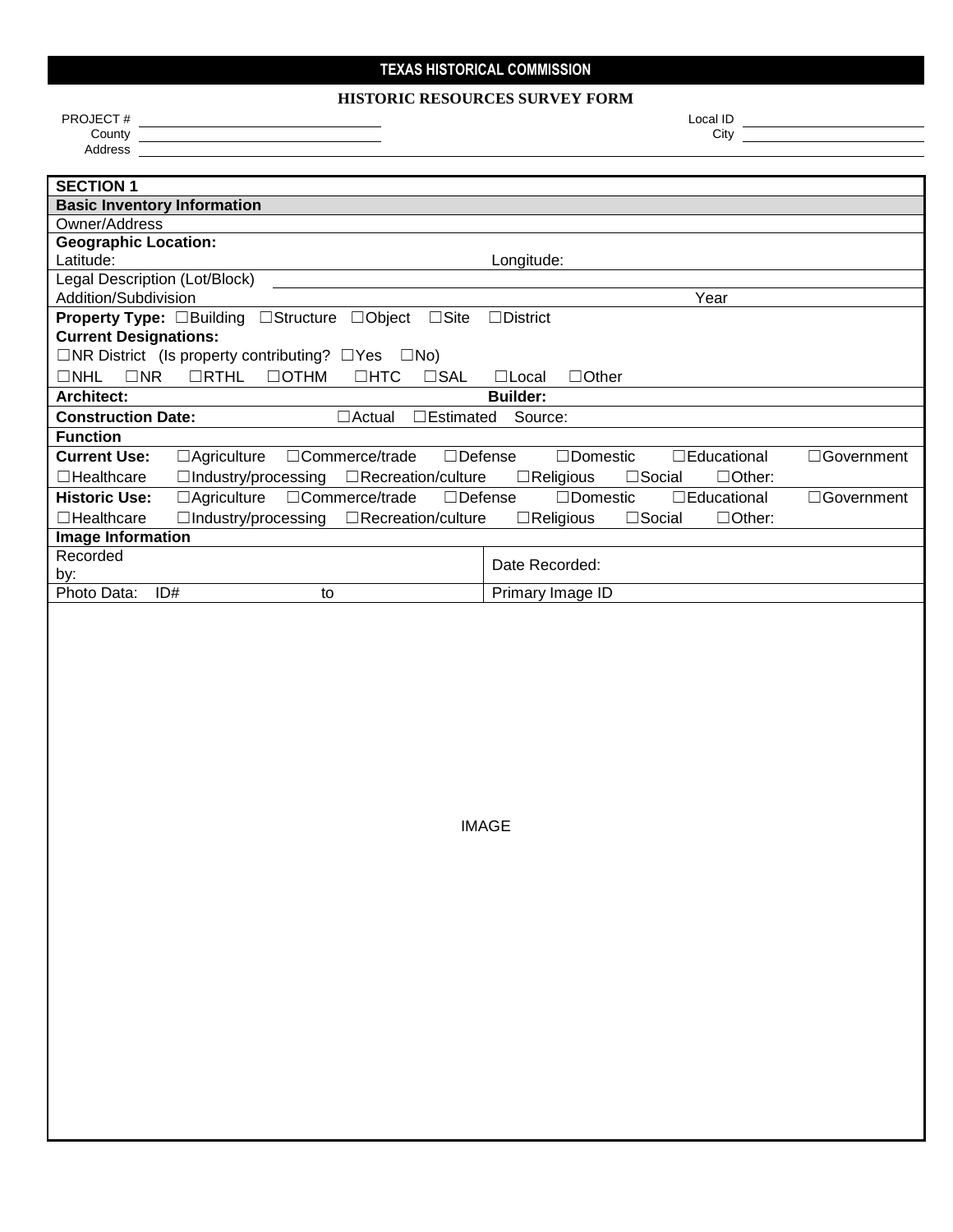**TEXAS HISTORICAL COMMISSION**

**HISTORIC RESOURCES SURVEY FORM**

PROJECT # \_\_\_\_\_\_\_\_\_\_\_\_\_\_\_\_ Local ID \_\_\_\_\_\_\_\_\_\_\_\_\_\_\_\_

County \_\_\_\_\_\_\_\_\_\_\_\_\_\_\_\_ City \_\_\_\_\_\_\_\_\_\_\_\_\_\_\_\_

Address \_\_\_\_\_\_\_\_\_\_\_\_\_\_\_\_\_\_\_\_\_\_\_\_\_\_\_\_\_\_\_\_

## SECTION 1

### Basic Inventory Information

Owner/Address

**Geographic Location:**

Latitude: Longitude:

Legal Description (Lot/Block) \_\_\_\_\_\_\_\_\_\_\_\_\_\_\_\_

Addition/Subdivision Year

**Property Type:** ☐Building ☐Structure ☐Object ☐Site ☐District

**Current Designations:**

☐NR District (Is property contributing? ☐Yes ☐No)

☐NHL ☐NR ☐RTHL ☐OTHM ☐HTC ☐SAL ☐Local ☐Other

**Architect:** **Builder:**

**Construction Date:** ☐Actual ☐Estimated Source:

**Function**

**Current Use:** ☐Agriculture ☐Commerce/trade ☐Defense ☐Domestic ☐Educational ☐Government ☐Healthcare ☐Industry/processing ☐Recreation/culture ☐Religious ☐Social ☐Other:

**Historic Use:** ☐Agriculture ☐Commerce/trade ☐Defense ☐Domestic ☐Educational ☐Government ☐Healthcare ☐Industry/processing ☐Recreation/culture ☐Religious ☐Social ☐Other:

**Image Information**

| Recorded by: | Date Recorded: |
|---|---|
| Photo Data: ID# to | Primary Image ID |

IMAGE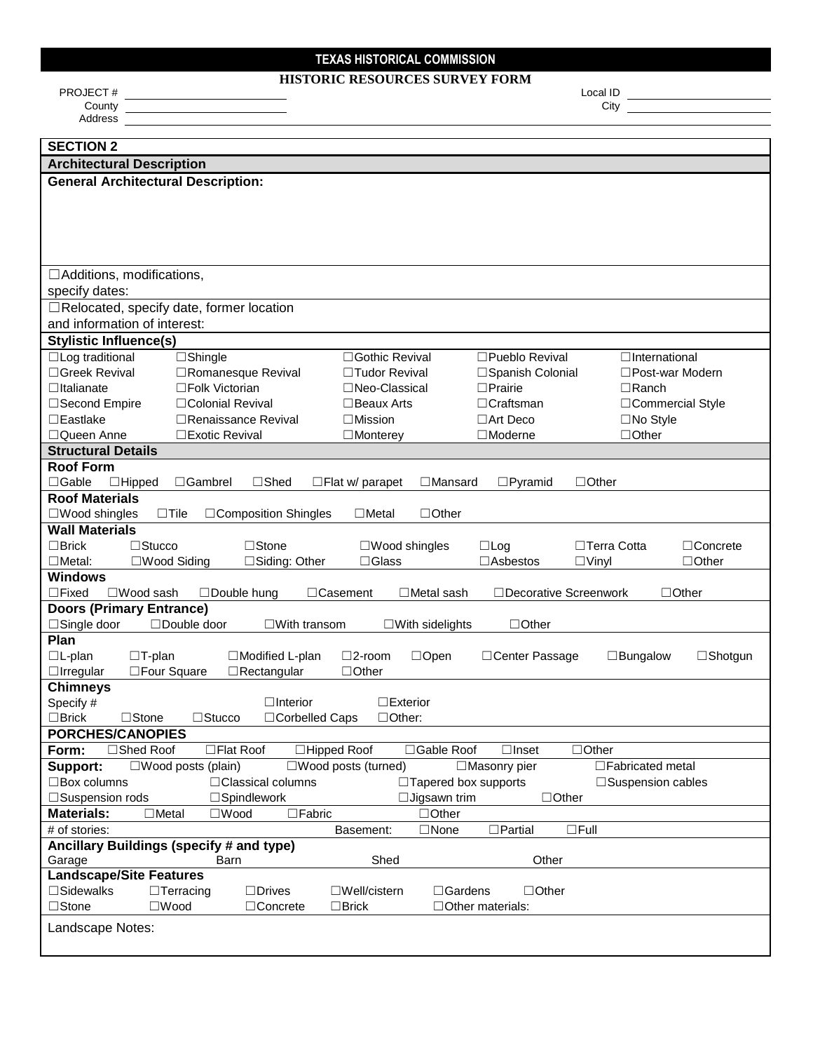**TEXAS HISTORICAL COMMISSION**

**HISTORIC RESOURCES SURVEY FORM**

PROJECT # ____________ Local ID ____________

County ____________ City ____________

Address ____________

## SECTION 2

### Architectural Description

**General Architectural Description:**

☐Additions, modifications, specify dates:

☐Relocated, specify date, former location and information of interest:

### Stylistic Influence(s)

| | | | | |
|---|---|---|---|---|
| ☐Log traditional | ☐Shingle | ☐Gothic Revival | ☐Pueblo Revival | ☐International |
| ☐Greek Revival | ☐Romanesque Revival | ☐Tudor Revival | ☐Spanish Colonial | ☐Post-war Modern |
| ☐Italianate | ☐Folk Victorian | ☐Neo-Classical | ☐Prairie | ☐Ranch |
| ☐Second Empire | ☐Colonial Revival | ☐Beaux Arts | ☐Craftsman | ☐Commercial Style |
| ☐Eastlake | ☐Renaissance Revival | ☐Mission | ☐Art Deco | ☐No Style |
| ☐Queen Anne | ☐Exotic Revival | ☐Monterey | ☐Moderne | ☐Other |

### Structural Details

**Roof Form**

☐Gable ☐Hipped ☐Gambrel ☐Shed ☐Flat w/ parapet ☐Mansard ☐Pyramid ☐Other

**Roof Materials**

☐Wood shingles ☐Tile ☐Composition Shingles ☐Metal ☐Other

**Wall Materials**

| | | | | | | |
|---|---|---|---|---|---|---|
| ☐Brick | ☐Stucco | ☐Stone | ☐Wood shingles | ☐Log | ☐Terra Cotta | ☐Concrete |
| ☐Metal: | ☐Wood Siding | ☐Siding: Other | ☐Glass | ☐Asbestos | ☐Vinyl | ☐Other |

**Windows**

☐Fixed ☐Wood sash ☐Double hung ☐Casement ☐Metal sash ☐Decorative Screenwork ☐Other

**Doors (Primary Entrance)**

☐Single door ☐Double door ☐With transom ☐With sidelights ☐Other

**Plan**

| | | | | | | | |
|---|---|---|---|---|---|---|---|
| ☐L-plan | ☐T-plan | ☐Modified L-plan | ☐2-room | ☐Open | ☐Center Passage | ☐Bungalow | ☐Shotgun |
| ☐Irregular | ☐Four Square | ☐Rectangular | ☐Other | | | | |

**Chimneys**

Specify # ☐Interior ☐Exterior

☐Brick ☐Stone ☐Stucco ☐Corbelled Caps ☐Other:

### PORCHES/CANOPIES

**Form:** ☐Shed Roof ☐Flat Roof ☐Hipped Roof ☐Gable Roof ☐Inset ☐Other

**Support:** ☐Wood posts (plain) ☐Wood posts (turned) ☐Masonry pier ☐Fabricated metal

☐Box columns ☐Classical columns ☐Tapered box supports ☐Suspension cables

☐Suspension rods ☐Spindlework ☐Jigsawn trim ☐Other

**Materials:** ☐Metal ☐Wood ☐Fabric ☐Other

# of stories: Basement: ☐None ☐Partial ☐Full

**Ancillary Buildings (specify # and type)**

Garage Barn Shed Other

**Landscape/Site Features**

☐Sidewalks ☐Terracing ☐Drives ☐Well/cistern ☐Gardens ☐Other

☐Stone ☐Wood ☐Concrete ☐Brick ☐Other materials:

Landscape Notes: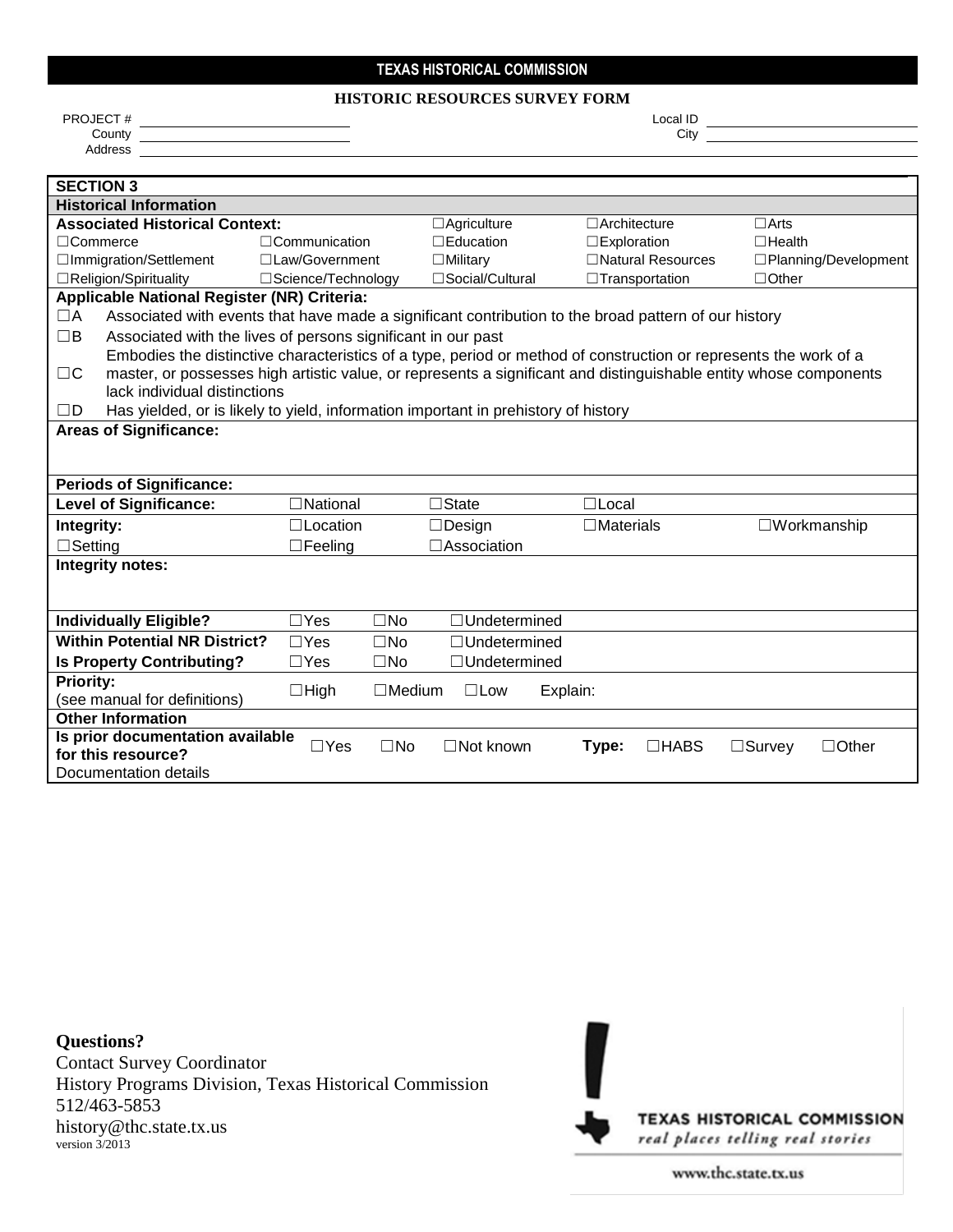## TEXAS HISTORICAL COMMISSION

### HISTORIC RESOURCES SURVEY FORM

PROJECT # \_\_\_\_\_\_\_\_\_\_\_\_\_\_\_\_\_\_\_\_ Local ID \_\_\_\_\_\_\_\_\_\_\_\_\_\_\_\_\_\_\_\_

County \_\_\_\_\_\_\_\_\_\_\_\_\_\_\_\_\_\_\_\_ City \_\_\_\_\_\_\_\_\_\_\_\_\_\_\_\_\_\_\_\_

Address \_\_\_\_\_\_\_\_\_\_\_\_\_\_\_\_\_\_\_\_

| | | | | |
|---|---|---|---|---|
| **SECTION 3** | | | | |
| **Historical Information** | | | | |
| **Associated Historical Context:** | | ☐Agriculture | ☐Architecture | ☐Arts |
| ☐Commerce | ☐Communication | ☐Education | ☐Exploration | ☐Health |
| ☐Immigration/Settlement | ☐Law/Government | ☐Military | ☐Natural Resources | ☐Planning/Development |
| ☐Religion/Spirituality | ☐Science/Technology | ☐Social/Cultural | ☐Transportation | ☐Other |

**Applicable National Register (NR) Criteria:**

- ☐A Associated with events that have made a significant contribution to the broad pattern of our history
- ☐B Associated with the lives of persons significant in our past
- ☐C Embodies the distinctive characteristics of a type, period or method of construction or represents the work of a master, or possesses high artistic value, or represents a significant and distinguishable entity whose components lack individual distinctions
- ☐D Has yielded, or is likely to yield, information important in prehistory of history

**Areas of Significance:**

**Periods of Significance:**

| | | | | |
|---|---|---|---|---|
| **Level of Significance:** | ☐National | ☐State | ☐Local | |
| **Integrity:** | ☐Location | ☐Design | ☐Materials | ☐Workmanship |
| ☐Setting | ☐Feeling | ☐Association | | |

**Integrity notes:**

| | | | |
|---|---|---|---|
| **Individually Eligible?** | ☐Yes | ☐No | ☐Undetermined |
| **Within Potential NR District?** | ☐Yes | ☐No | ☐Undetermined |
| **Is Property Contributing?** | ☐Yes | ☐No | ☐Undetermined |

**Priority:** (see manual for definitions) ☐High ☐Medium ☐Low Explain:

**Other Information**

**Is prior documentation available for this resource?** ☐Yes ☐No ☐Not known **Type:** ☐HABS ☐Survey ☐Other

Documentation details

**Questions?**
Contact Survey Coordinator
History Programs Division, Texas Historical Commission
512/463-5853
history@thc.state.tx.us
version 3/2013

TEXAS HISTORICAL COMMISSION
*real places telling real stories*
www.thc.state.tx.us